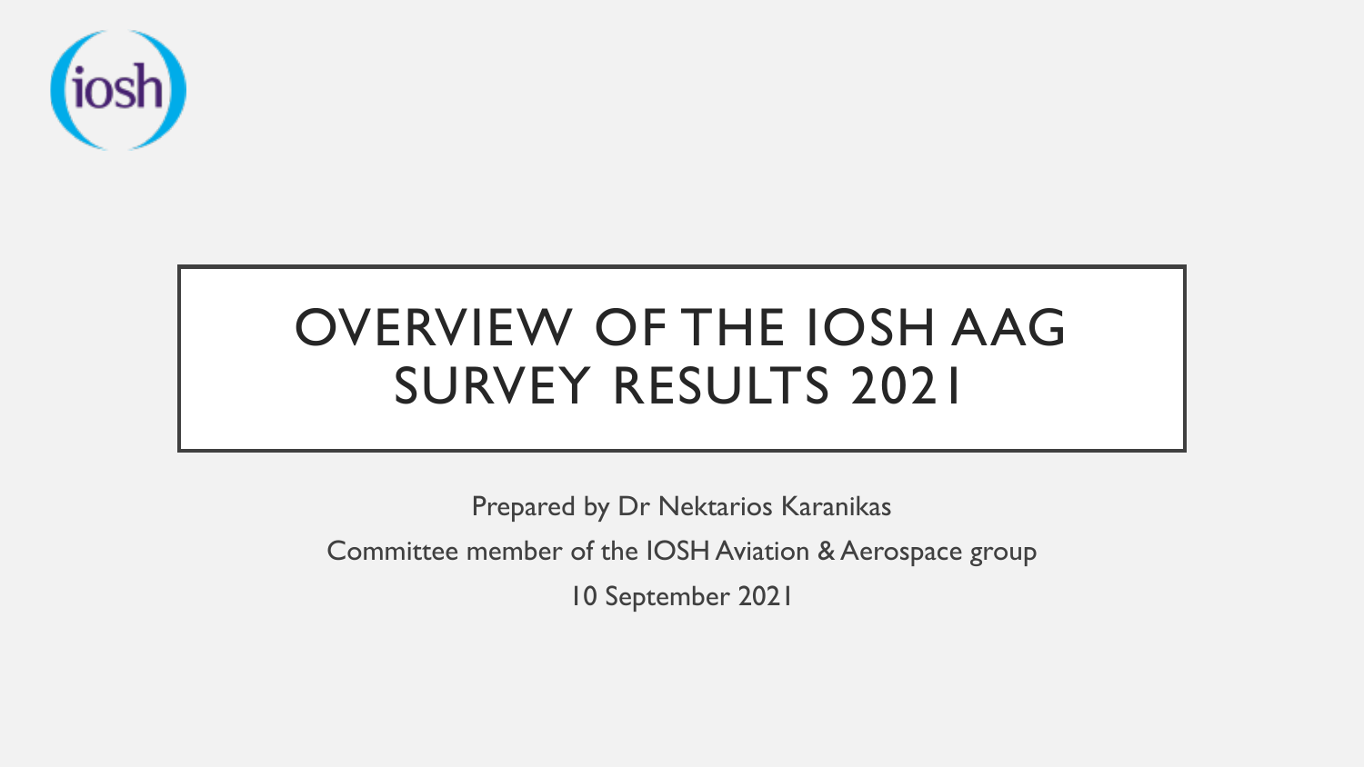# OVERVIEW OF THE IOSH AAG SURVEY RESULTS 2021

Prepared by Dr Nektarios Karanikas

Committee member of the IOSH Aviation & Aerospace group

10 September 2021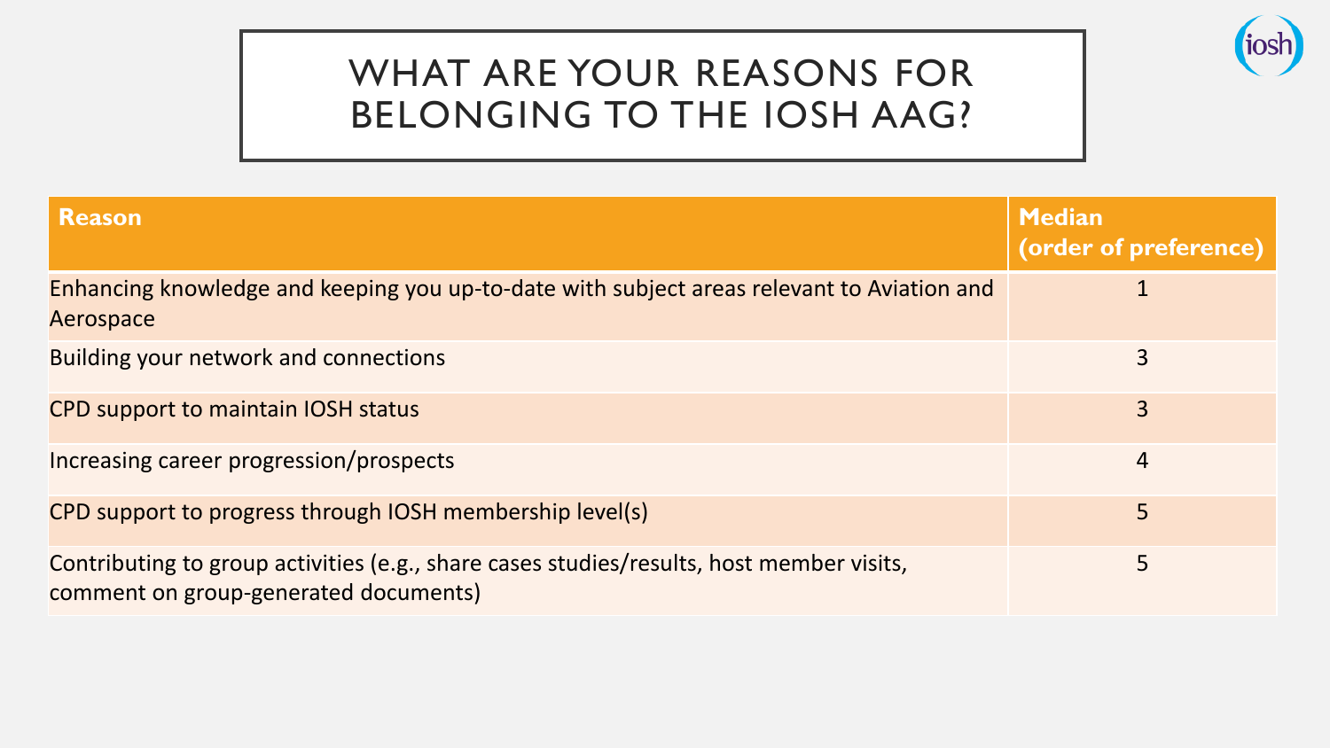# WHAT ARE YOUR REASONS FOR BELONGING TO THE IOSH AAG?

| Reason | Median (order of preference) |
| --- | --- |
| Enhancing knowledge and keeping you up-to-date with subject areas relevant to Aviation and Aerospace | 1 |
| Building your network and connections | 3 |
| CPD support to maintain IOSH status | 3 |
| Increasing career progression/prospects | 4 |
| CPD support to progress through IOSH membership level(s) | 5 |
| Contributing to group activities (e.g., share cases studies/results, host member visits, comment on group-generated documents) | 5 |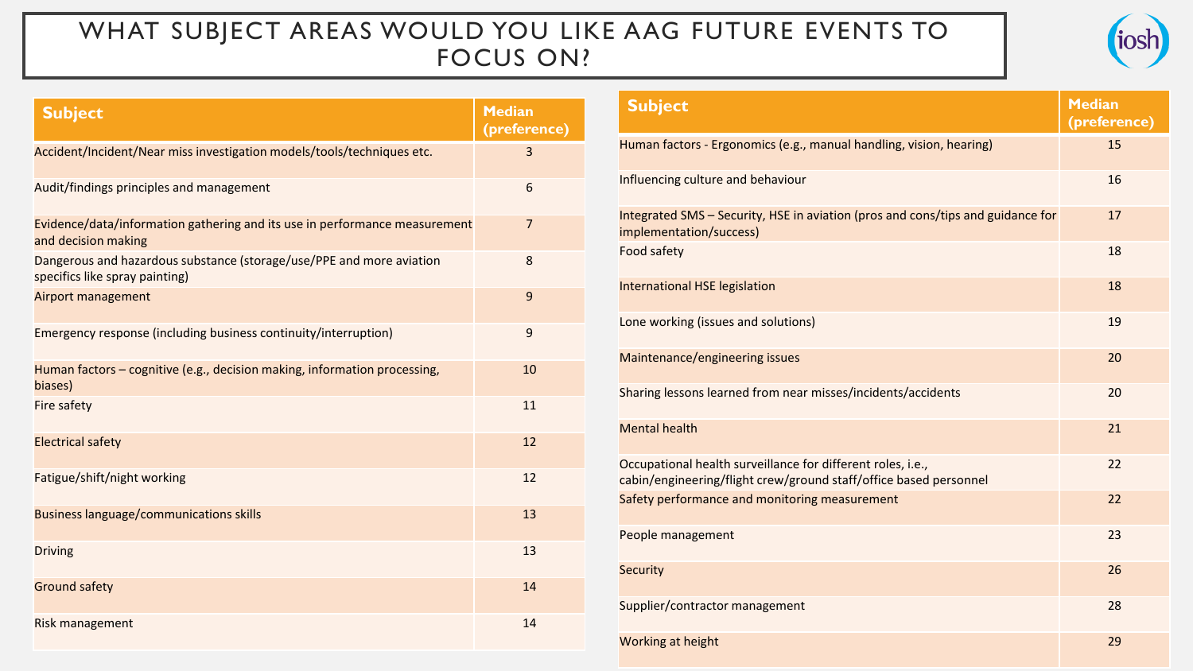# WHAT SUBJECT AREAS WOULD YOU LIKE AAG FUTURE EVENTS TO FOCUS ON?

| Subject | Median (preference) |
| --- | --- |
| Accident/Incident/Near miss investigation models/tools/techniques etc. | 3 |
| Audit/findings principles and management | 6 |
| Evidence/data/information gathering and its use in performance measurement and decision making | 7 |
| Dangerous and hazardous substance (storage/use/PPE and more aviation specifics like spray painting) | 8 |
| Airport management | 9 |
| Emergency response (including business continuity/interruption) | 9 |
| Human factors – cognitive (e.g., decision making, information processing, biases) | 10 |
| Fire safety | 11 |
| Electrical safety | 12 |
| Fatigue/shift/night working | 12 |
| Business language/communications skills | 13 |
| Driving | 13 |
| Ground safety | 14 |
| Risk management | 14 |
| Human factors - Ergonomics (e.g., manual handling, vision, hearing) | 15 |
| Influencing culture and behaviour | 16 |
| Integrated SMS – Security, HSE in aviation (pros and cons/tips and guidance for implementation/success) | 17 |
| Food safety | 18 |
| International HSE legislation | 18 |
| Lone working (issues and solutions) | 19 |
| Maintenance/engineering issues | 20 |
| Sharing lessons learned from near misses/incidents/accidents | 20 |
| Mental health | 21 |
| Occupational health surveillance for different roles, i.e., cabin/engineering/flight crew/ground staff/office based personnel | 22 |
| Safety performance and monitoring measurement | 22 |
| People management | 23 |
| Security | 26 |
| Supplier/contractor management | 28 |
| Working at height | 29 |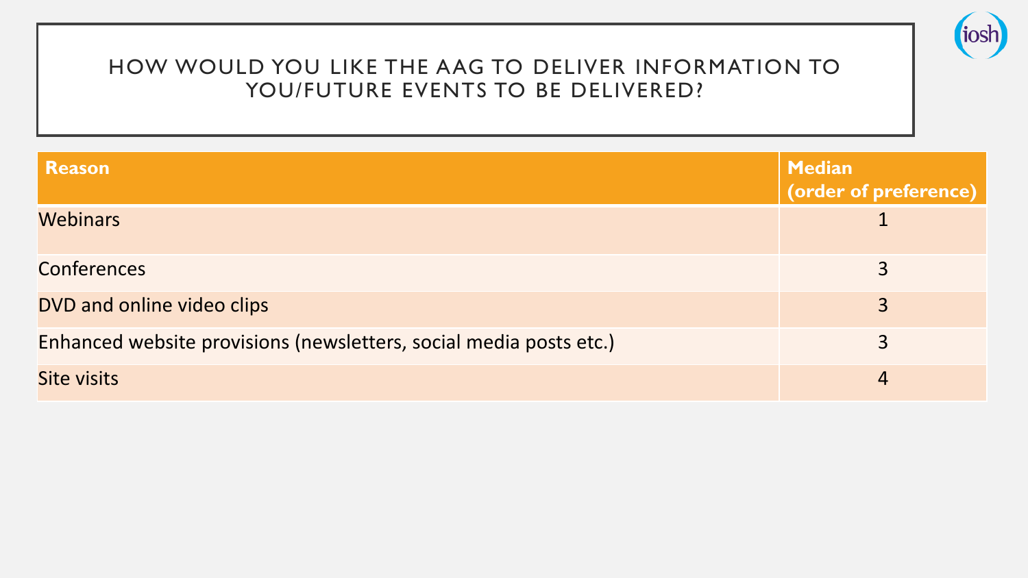# HOW WOULD YOU LIKE THE AAG TO DELIVER INFORMATION TO YOU/FUTURE EVENTS TO BE DELIVERED?

| Reason | Median (order of preference) |
|---|---|
| Webinars | 1 |
| Conferences | 3 |
| DVD and online video clips | 3 |
| Enhanced website provisions (newsletters, social media posts etc.) | 3 |
| Site visits | 4 |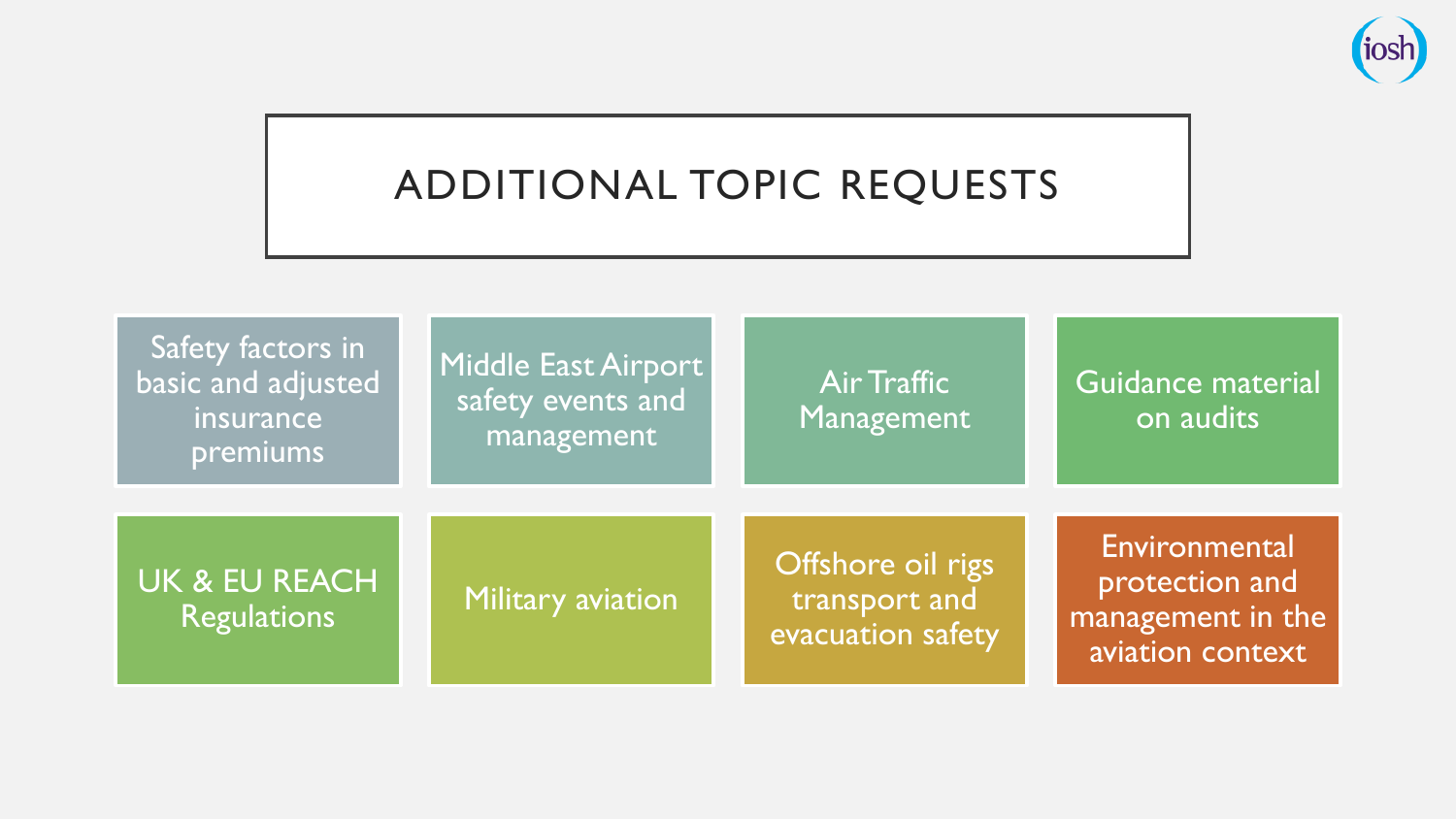# ADDITIONAL TOPIC REQUESTS

- Safety factors in basic and adjusted insurance premiums
- Middle East Airport safety events and management
- Air Traffic Management
- Guidance material on audits
- UK & EU REACH Regulations
- Military aviation
- Offshore oil rigs transport and evacuation safety
- Environmental protection and management in the aviation context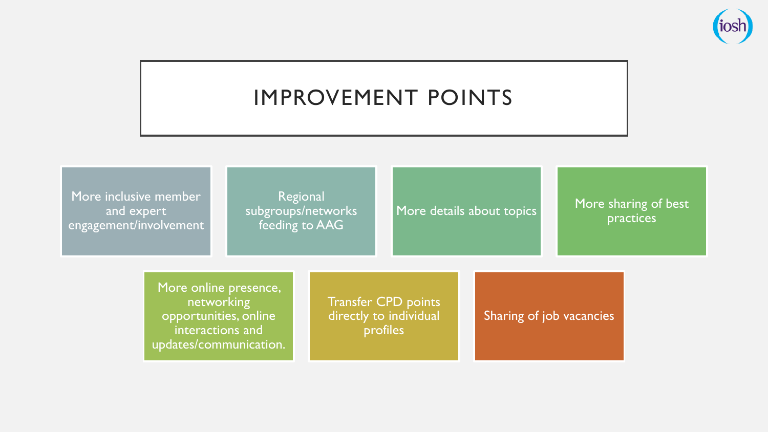# IMPROVEMENT POINTS

- More inclusive member and expert engagement/involvement
- Regional subgroups/networks feeding to AAG
- More details about topics
- More sharing of best practices
- More online presence, networking opportunities, online interactions and updates/communication.
- Transfer CPD points directly to individual profiles
- Sharing of job vacancies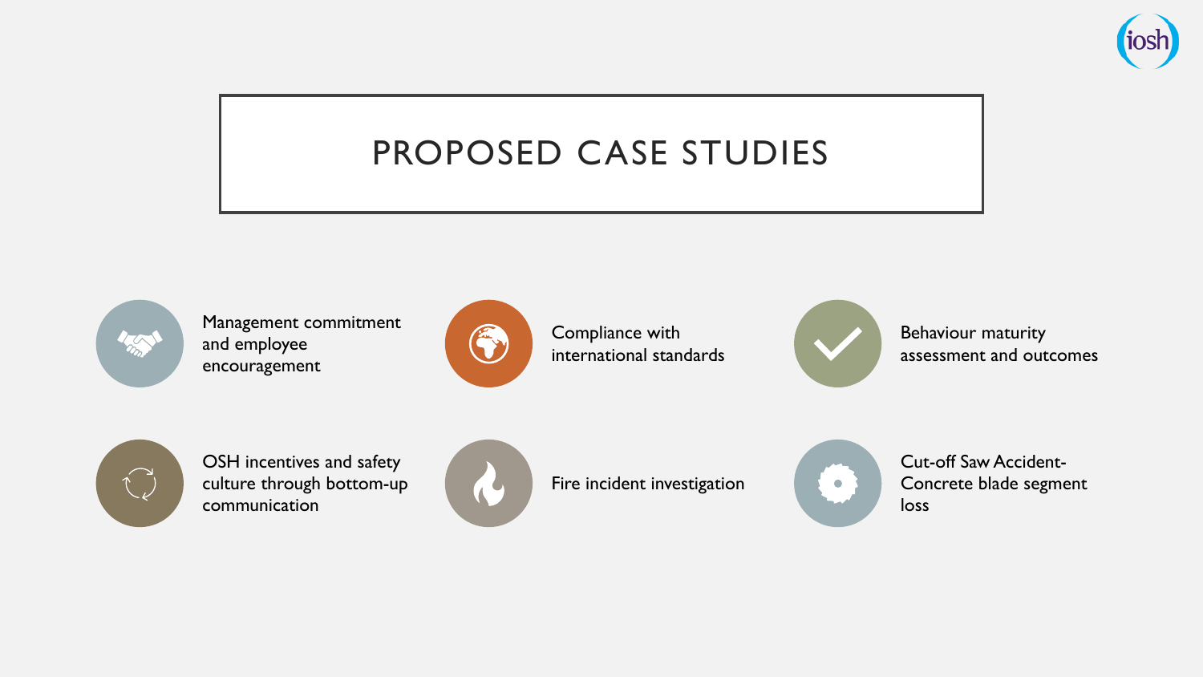# PROPOSED CASE STUDIES

- Management commitment and employee encouragement
- Compliance with international standards
- Behaviour maturity assessment and outcomes
- OSH incentives and safety culture through bottom-up communication
- Fire incident investigation
- Cut-off Saw Accident-Concrete blade segment loss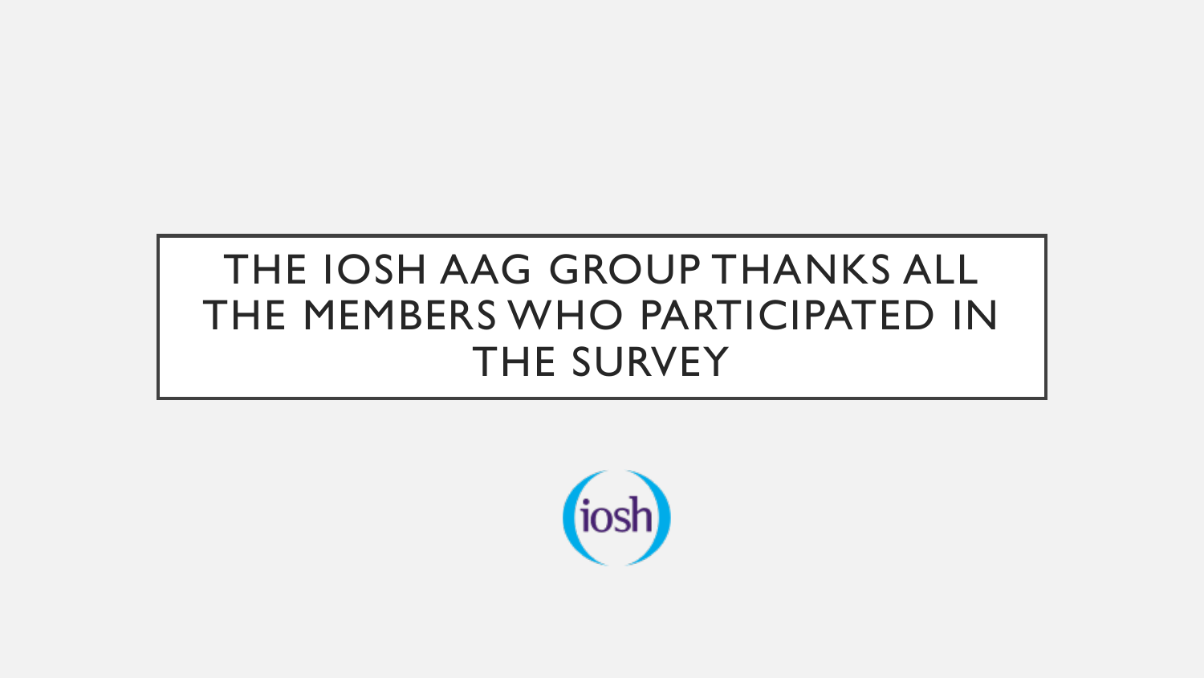# THE IOSH AAG GROUP THANKS ALL THE MEMBERS WHO PARTICIPATED IN THE SURVEY

iosh